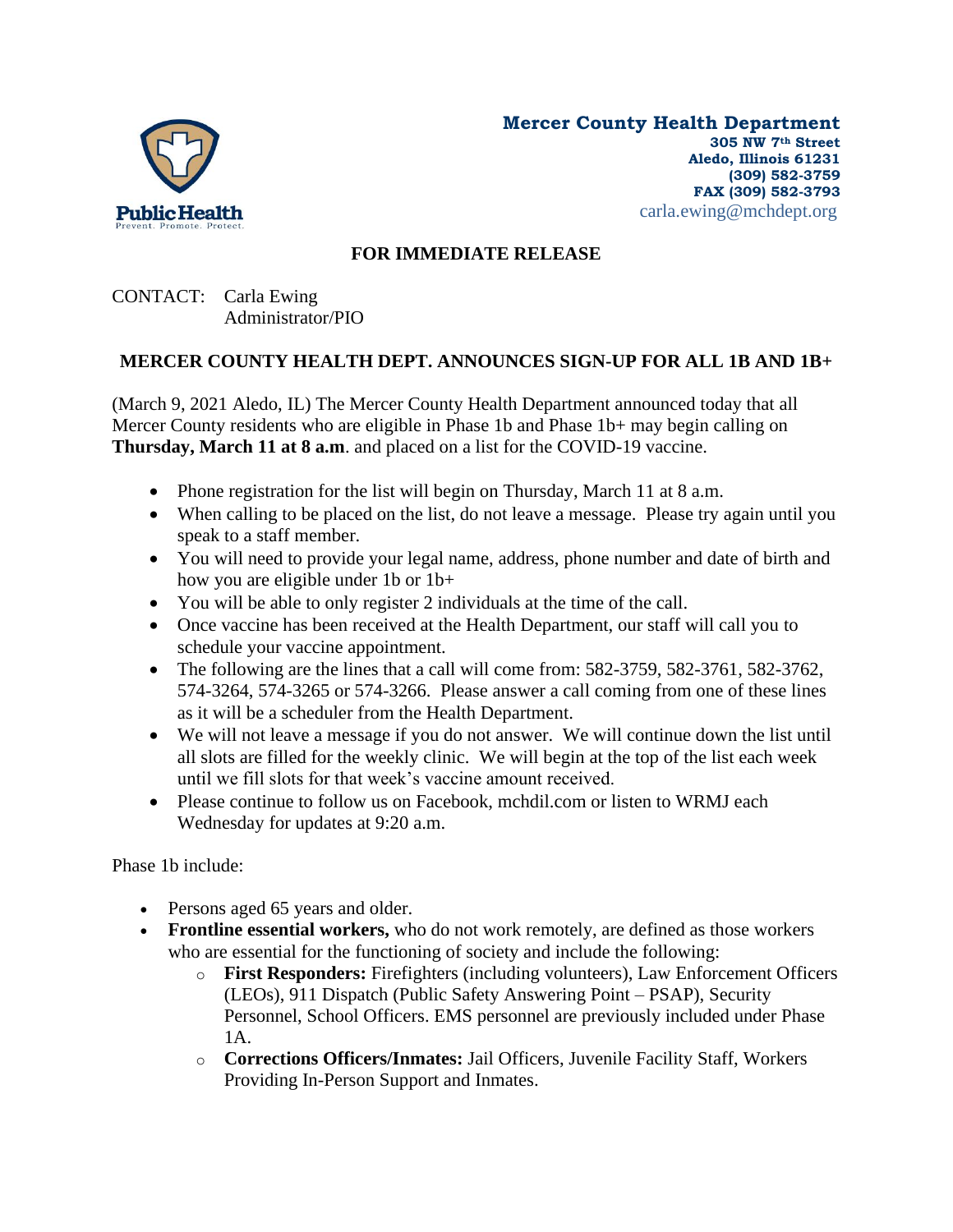**Mercer County Health Department**
**305 NW 7th Street**
**Aledo, Illinois 61231**
**(309) 582-3759**
**FAX (309) 582-3793**
carla.ewing@mchdept.org

**FOR IMMEDIATE RELEASE**

CONTACT: Carla Ewing
Administrator/PIO

## MERCER COUNTY HEALTH DEPT. ANNOUNCES SIGN-UP FOR ALL 1B AND 1B+

(March 9, 2021 Aledo, IL) The Mercer County Health Department announced today that all Mercer County residents who are eligible in Phase 1b and Phase 1b+ may begin calling on **Thursday, March 11 at 8 a.m**. and placed on a list for the COVID-19 vaccine.

- Phone registration for the list will begin on Thursday, March 11 at 8 a.m.
- When calling to be placed on the list, do not leave a message. Please try again until you speak to a staff member.
- You will need to provide your legal name, address, phone number and date of birth and how you are eligible under 1b or 1b+
- You will be able to only register 2 individuals at the time of the call.
- Once vaccine has been received at the Health Department, our staff will call you to schedule your vaccine appointment.
- The following are the lines that a call will come from: 582-3759, 582-3761, 582-3762, 574-3264, 574-3265 or 574-3266. Please answer a call coming from one of these lines as it will be a scheduler from the Health Department.
- We will not leave a message if you do not answer. We will continue down the list until all slots are filled for the weekly clinic. We will begin at the top of the list each week until we fill slots for that week's vaccine amount received.
- Please continue to follow us on Facebook, mchdil.com or listen to WRMJ each Wednesday for updates at 9:20 a.m.

Phase 1b include:

- Persons aged 65 years and older.
- **Frontline essential workers,** who do not work remotely, are defined as those workers who are essential for the functioning of society and include the following:
  - **First Responders:** Firefighters (including volunteers), Law Enforcement Officers (LEOs), 911 Dispatch (Public Safety Answering Point – PSAP), Security Personnel, School Officers. EMS personnel are previously included under Phase 1A.
  - **Corrections Officers/Inmates:** Jail Officers, Juvenile Facility Staff, Workers Providing In-Person Support and Inmates.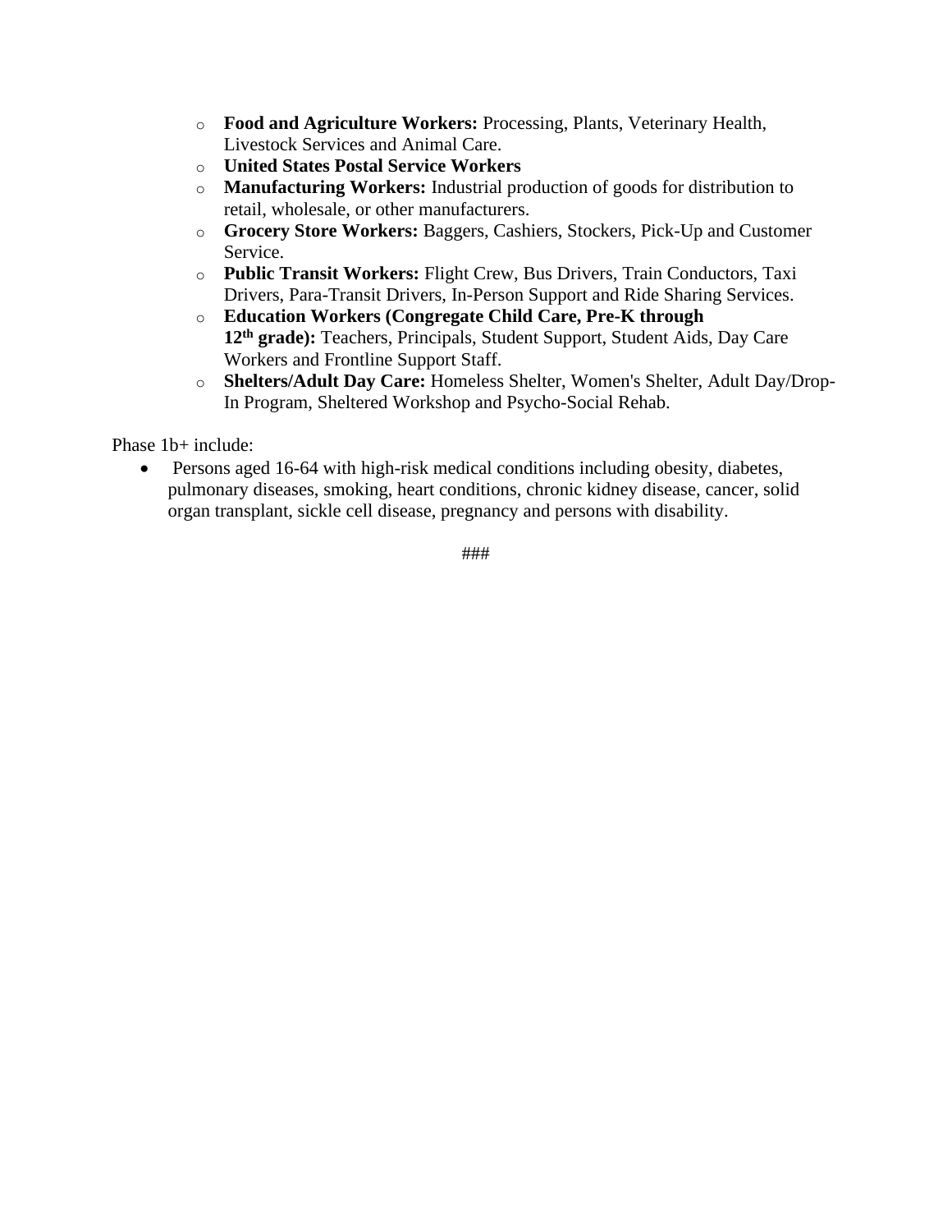- **Food and Agriculture Workers:** Processing, Plants, Veterinary Health, Livestock Services and Animal Care.
- **United States Postal Service Workers**
- **Manufacturing Workers:** Industrial production of goods for distribution to retail, wholesale, or other manufacturers.
- **Grocery Store Workers:** Baggers, Cashiers, Stockers, Pick-Up and Customer Service.
- **Public Transit Workers:** Flight Crew, Bus Drivers, Train Conductors, Taxi Drivers, Para-Transit Drivers, In-Person Support and Ride Sharing Services.
- **Education Workers (Congregate Child Care, Pre-K through 12th grade):** Teachers, Principals, Student Support, Student Aids, Day Care Workers and Frontline Support Staff.
- **Shelters/Adult Day Care:** Homeless Shelter, Women's Shelter, Adult Day/Drop-In Program, Sheltered Workshop and Psycho-Social Rehab.

Phase 1b+ include:

- Persons aged 16-64 with high-risk medical conditions including obesity, diabetes, pulmonary diseases, smoking, heart conditions, chronic kidney disease, cancer, solid organ transplant, sickle cell disease, pregnancy and persons with disability.

###